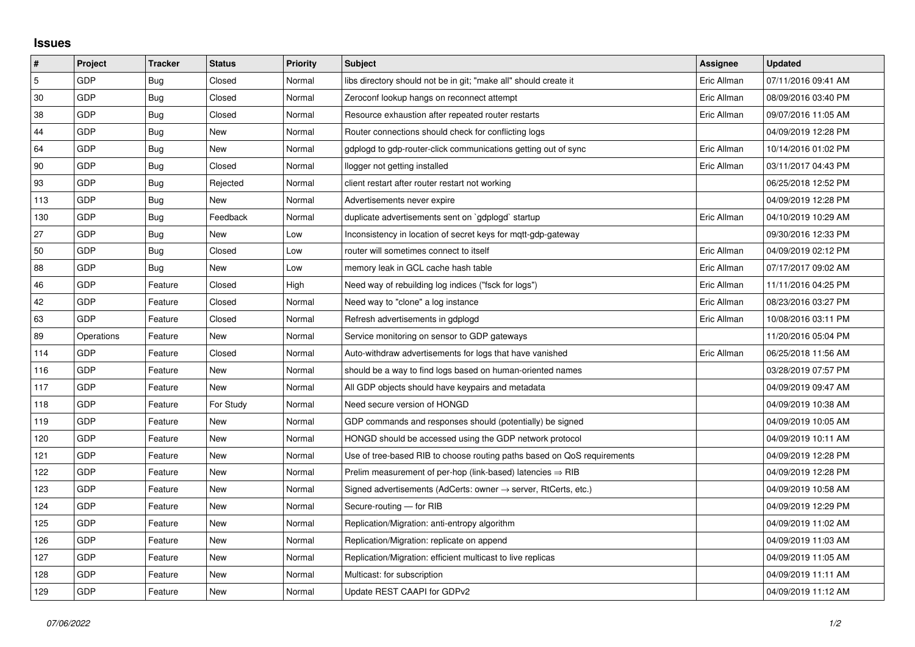## Issues

| # | Project | Tracker | Status | Priority | Subject | Assignee | Updated |
|---|---|---|---|---|---|---|---|
| 5 | GDP | Bug | Closed | Normal | libs directory should not be in git; "make all" should create it | Eric Allman | 07/11/2016 09:41 AM |
| 30 | GDP | Bug | Closed | Normal | Zeroconf lookup hangs on reconnect attempt | Eric Allman | 08/09/2016 03:40 PM |
| 38 | GDP | Bug | Closed | Normal | Resource exhaustion after repeated router restarts | Eric Allman | 09/07/2016 11:05 AM |
| 44 | GDP | Bug | New | Normal | Router connections should check for conflicting logs | | 04/09/2019 12:28 PM |
| 64 | GDP | Bug | New | Normal | gdplogd to gdp-router-click communications getting out of sync | Eric Allman | 10/14/2016 01:02 PM |
| 90 | GDP | Bug | Closed | Normal | llogger not getting installed | Eric Allman | 03/11/2017 04:43 PM |
| 93 | GDP | Bug | Rejected | Normal | client restart after router restart not working | | 06/25/2018 12:52 PM |
| 113 | GDP | Bug | New | Normal | Advertisements never expire | | 04/09/2019 12:28 PM |
| 130 | GDP | Bug | Feedback | Normal | duplicate advertisements sent on `gdplogd` startup | Eric Allman | 04/10/2019 10:29 AM |
| 27 | GDP | Bug | New | Low | Inconsistency in location of secret keys for mqtt-gdp-gateway | | 09/30/2016 12:33 PM |
| 50 | GDP | Bug | Closed | Low | router will sometimes connect to itself | Eric Allman | 04/09/2019 02:12 PM |
| 88 | GDP | Bug | New | Low | memory leak in GCL cache hash table | Eric Allman | 07/17/2017 09:02 AM |
| 46 | GDP | Feature | Closed | High | Need way of rebuilding log indices ("fsck for logs") | Eric Allman | 11/11/2016 04:25 PM |
| 42 | GDP | Feature | Closed | Normal | Need way to "clone" a log instance | Eric Allman | 08/23/2016 03:27 PM |
| 63 | GDP | Feature | Closed | Normal | Refresh advertisements in gdplogd | Eric Allman | 10/08/2016 03:11 PM |
| 89 | Operations | Feature | New | Normal | Service monitoring on sensor to GDP gateways | | 11/20/2016 05:04 PM |
| 114 | GDP | Feature | Closed | Normal | Auto-withdraw advertisements for logs that have vanished | Eric Allman | 06/25/2018 11:56 AM |
| 116 | GDP | Feature | New | Normal | should be a way to find logs based on human-oriented names | | 03/28/2019 07:57 PM |
| 117 | GDP | Feature | New | Normal | All GDP objects should have keypairs and metadata | | 04/09/2019 09:47 AM |
| 118 | GDP | Feature | For Study | Normal | Need secure version of HONGD | | 04/09/2019 10:38 AM |
| 119 | GDP | Feature | New | Normal | GDP commands and responses should (potentially) be signed | | 04/09/2019 10:05 AM |
| 120 | GDP | Feature | New | Normal | HONGD should be accessed using the GDP network protocol | | 04/09/2019 10:11 AM |
| 121 | GDP | Feature | New | Normal | Use of tree-based RIB to choose routing paths based on QoS requirements | | 04/09/2019 12:28 PM |
| 122 | GDP | Feature | New | Normal | Prelim measurement of per-hop (link-based) latencies ⇒ RIB | | 04/09/2019 12:28 PM |
| 123 | GDP | Feature | New | Normal | Signed advertisements (AdCerts: owner → server, RtCerts, etc.) | | 04/09/2019 10:58 AM |
| 124 | GDP | Feature | New | Normal | Secure-routing — for RIB | | 04/09/2019 12:29 PM |
| 125 | GDP | Feature | New | Normal | Replication/Migration: anti-entropy algorithm | | 04/09/2019 11:02 AM |
| 126 | GDP | Feature | New | Normal | Replication/Migration: replicate on append | | 04/09/2019 11:03 AM |
| 127 | GDP | Feature | New | Normal | Replication/Migration: efficient multicast to live replicas | | 04/09/2019 11:05 AM |
| 128 | GDP | Feature | New | Normal | Multicast: for subscription | | 04/09/2019 11:11 AM |
| 129 | GDP | Feature | New | Normal | Update REST CAAPI for GDPv2 | | 04/09/2019 11:12 AM |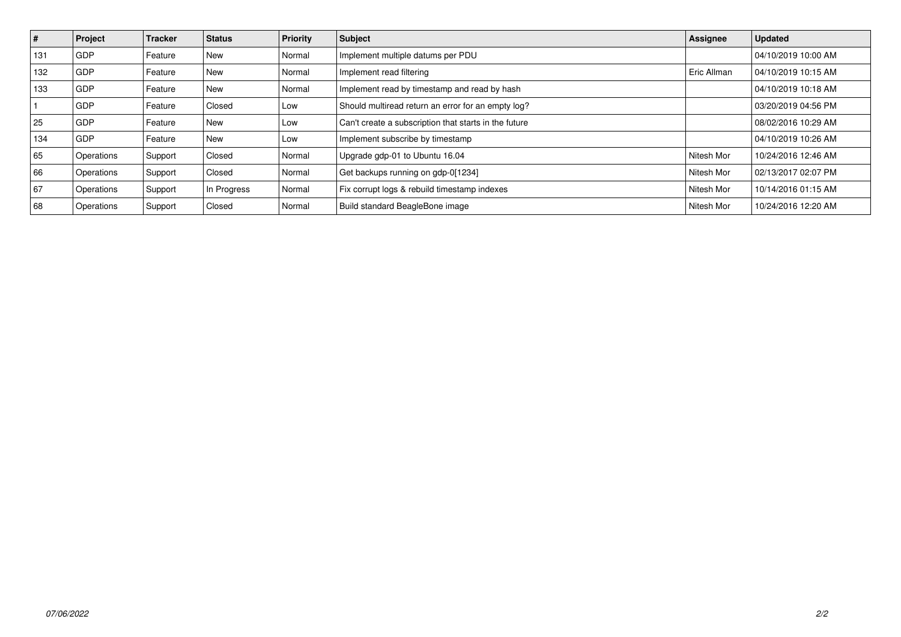| # | Project | Tracker | Status | Priority | Subject | Assignee | Updated |
|---|---|---|---|---|---|---|---|
| 131 | GDP | Feature | New | Normal | Implement multiple datums per PDU | | 04/10/2019 10:00 AM |
| 132 | GDP | Feature | New | Normal | Implement read filtering | Eric Allman | 04/10/2019 10:15 AM |
| 133 | GDP | Feature | New | Normal | Implement read by timestamp and read by hash | | 04/10/2019 10:18 AM |
| 1 | GDP | Feature | Closed | Low | Should multiread return an error for an empty log? | | 03/20/2019 04:56 PM |
| 25 | GDP | Feature | New | Low | Can't create a subscription that starts in the future | | 08/02/2016 10:29 AM |
| 134 | GDP | Feature | New | Low | Implement subscribe by timestamp | | 04/10/2019 10:26 AM |
| 65 | Operations | Support | Closed | Normal | Upgrade gdp-01 to Ubuntu 16.04 | Nitesh Mor | 10/24/2016 12:46 AM |
| 66 | Operations | Support | Closed | Normal | Get backups running on gdp-0[1234] | Nitesh Mor | 02/13/2017 02:07 PM |
| 67 | Operations | Support | In Progress | Normal | Fix corrupt logs & rebuild timestamp indexes | Nitesh Mor | 10/14/2016 01:15 AM |
| 68 | Operations | Support | Closed | Normal | Build standard BeagleBone image | Nitesh Mor | 10/24/2016 12:20 AM |

*07/06/2022*